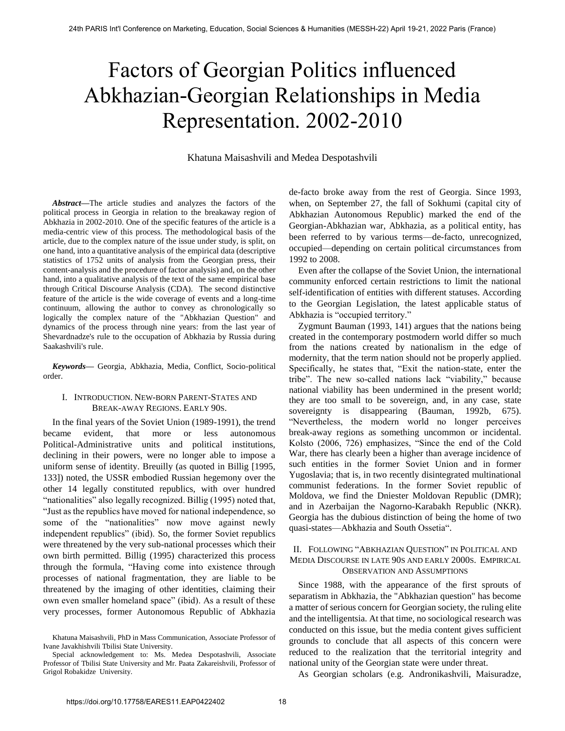# Factors of Georgian Politics influenced Abkhazian-Georgian Relationships in Media Representation. 2002-2010

Khatuna Maisashvili and Medea Despotashvili

***Abstract*—**The article studies and analyzes the factors of the political process in Georgia in relation to the breakaway region of Abkhazia in 2002-2010. One of the specific features of the article is a media-centric view of this process. The methodological basis of the article, due to the complex nature of the issue under study, is split, on one hand, into a quantitative analysis of the empirical data (descriptive statistics of 1752 units of analysis from the Georgian press, their content-analysis and the procedure of factor analysis) and, on the other hand, into a qualitative analysis of the text of the same empirical base through Critical Discourse Analysis (CDA). The second distinctive feature of the article is the wide coverage of events and a long-time continuum, allowing the author to convey as chronologically so logically the complex nature of the "Abkhazian Question" and dynamics of the process through nine years: from the last year of Shevardnadze's rule to the occupation of Abkhazia by Russia during Saakashvili's rule.

***Keywords*—** Georgia, Abkhazia, Media, Conflict, Socio-political order.

## I. Introduction. New-born Parent-States and Break-away Regions. Early 90s.

In the final years of the Soviet Union (1989-1991), the trend became evident, that more or less autonomous Political-Administrative units and political institutions, declining in their powers, were no longer able to impose a uniform sense of identity. Breuilly (as quoted in Billig [1995, 133]) noted, the USSR embodied Russian hegemony over the other 14 legally constituted republics, with over hundred "nationalities" also legally recognized. Billig (1995) noted that, "Just as the republics have moved for national independence, so some of the "nationalities" now move against newly independent republics" (ibid). So, the former Soviet republics were threatened by the very sub-national processes which their own birth permitted. Billig (1995) characterized this process through the formula, "Having come into existence through processes of national fragmentation, they are liable to be threatened by the imaging of other identities, claiming their own even smaller homeland space" (ibid). As a result of these very processes, former Autonomous Republic of Abkhazia de-facto broke away from the rest of Georgia. Since 1993, when, on September 27, the fall of Sokhumi (capital city of Abkhazian Autonomous Republic) marked the end of the Georgian-Abkhazian war, Abkhazia, as a political entity, has been referred to by various terms—de-facto, unrecognized, occupied—depending on certain political circumstances from 1992 to 2008.

Even after the collapse of the Soviet Union, the international community enforced certain restrictions to limit the national self-identification of entities with different statuses. According to the Georgian Legislation, the latest applicable status of Abkhazia is "occupied territory."

Zygmunt Bauman (1993, 141) argues that the nations being created in the contemporary postmodern world differ so much from the nations created by nationalism in the edge of modernity, that the term nation should not be properly applied. Specifically, he states that, "Exit the nation-state, enter the tribe". The new so-called nations lack "viability," because national viability has been undermined in the present world; they are too small to be sovereign, and, in any case, state sovereignty is disappearing (Bauman, 1992b, 675). "Nevertheless, the modern world no longer perceives break-away regions as something uncommon or incidental. Kolsto (2006, 726) emphasizes, "Since the end of the Cold War, there has clearly been a higher than average incidence of such entities in the former Soviet Union and in former Yugoslavia; that is, in two recently disintegrated multinational communist federations. In the former Soviet republic of Moldova, we find the Dniester Moldovan Republic (DMR); and in Azerbaijan the Nagorno-Karabakh Republic (NKR). Georgia has the dubious distinction of being the home of two quasi-states—Abkhazia and South Ossetia".

## II. Following "Abkhazian Question" in Political and Media Discourse in late 90s and early 2000s. Empirical Observation and Assumptions

Since 1988, with the appearance of the first sprouts of separatism in Abkhazia, the "Abkhazian question" has become a matter of serious concern for Georgian society, the ruling elite and the intelligentsia. At that time, no sociological research was conducted on this issue, but the media content gives sufficient grounds to conclude that all aspects of this concern were reduced to the realization that the territorial integrity and national unity of the Georgian state were under threat.

As Georgian scholars (e.g. Andronikashvili, Maisuradze,

Khatuna Maisashvili, PhD in Mass Communication, Associate Professor of Ivane Javakhishvili Tbilisi State University.

Special acknowledgement to: Ms. Medea Despotashvili, Associate Professor of Tbilisi State University and Mr. Paata Zakareishvili, Professor of Grigol Robakidze University.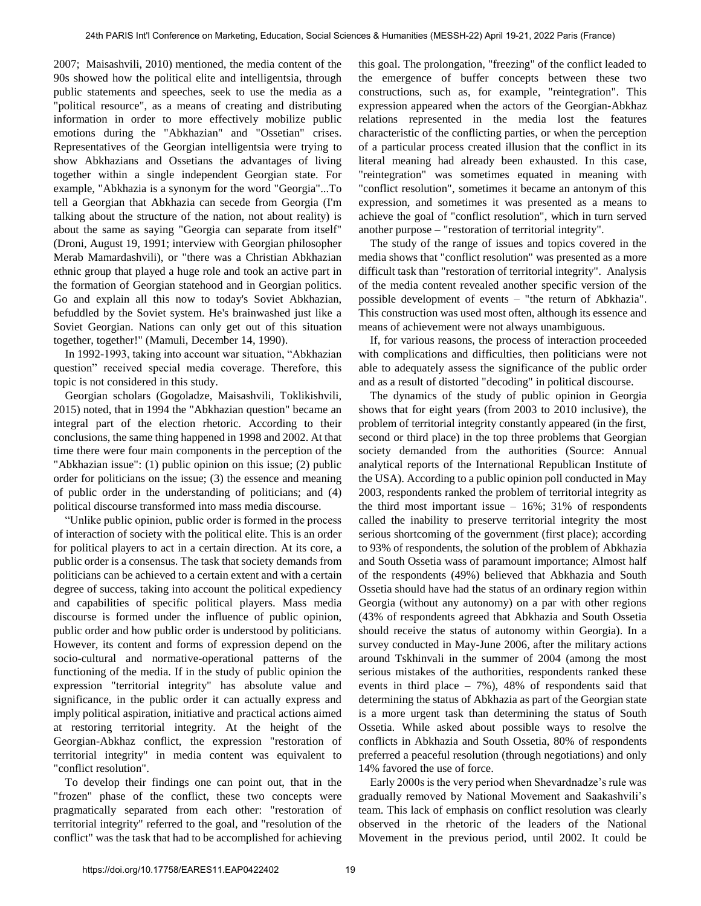2007; Maisashvili, 2010) mentioned, the media content of the 90s showed how the political elite and intelligentsia, through public statements and speeches, seek to use the media as a "political resource", as a means of creating and distributing information in order to more effectively mobilize public emotions during the "Abkhazian" and "Ossetian" crises. Representatives of the Georgian intelligentsia were trying to show Abkhazians and Ossetians the advantages of living together within a single independent Georgian state. For example, "Abkhazia is a synonym for the word "Georgia"...To tell a Georgian that Abkhazia can secede from Georgia (I'm talking about the structure of the nation, not about reality) is about the same as saying "Georgia can separate from itself" (Droni, August 19, 1991; interview with Georgian philosopher Merab Mamardashvili), or "there was a Christian Abkhazian ethnic group that played a huge role and took an active part in the formation of Georgian statehood and in Georgian politics. Go and explain all this now to today's Soviet Abkhazian, befuddled by the Soviet system. He's brainwashed just like a Soviet Georgian. Nations can only get out of this situation together, together!" (Mamuli, December 14, 1990).

In 1992-1993, taking into account war situation, "Abkhazian question" received special media coverage. Therefore, this topic is not considered in this study.

Georgian scholars (Gogoladze, Maisashvili, Toklikishvili, 2015) noted, that in 1994 the "Abkhazian question" became an integral part of the election rhetoric. According to their conclusions, the same thing happened in 1998 and 2002. At that time there were four main components in the perception of the "Abkhazian issue": (1) public opinion on this issue; (2) public order for politicians on the issue; (3) the essence and meaning of public order in the understanding of politicians; and (4) political discourse transformed into mass media discourse.

"Unlike public opinion, public order is formed in the process of interaction of society with the political elite. This is an order for political players to act in a certain direction. At its core, a public order is a consensus. The task that society demands from politicians can be achieved to a certain extent and with a certain degree of success, taking into account the political expediency and capabilities of specific political players. Mass media discourse is formed under the influence of public opinion, public order and how public order is understood by politicians. However, its content and forms of expression depend on the socio-cultural and normative-operational patterns of the functioning of the media. If in the study of public opinion the expression "territorial integrity" has absolute value and significance, in the public order it can actually express and imply political aspiration, initiative and practical actions aimed at restoring territorial integrity. At the height of the Georgian-Abkhaz conflict, the expression "restoration of territorial integrity" in media content was equivalent to "conflict resolution".

To develop their findings one can point out, that in the "frozen" phase of the conflict, these two concepts were pragmatically separated from each other: "restoration of territorial integrity" referred to the goal, and "resolution of the conflict" was the task that had to be accomplished for achieving this goal. The prolongation, "freezing" of the conflict leaded to the emergence of buffer concepts between these two constructions, such as, for example, "reintegration". This expression appeared when the actors of the Georgian-Abkhaz relations represented in the media lost the features characteristic of the conflicting parties, or when the perception of a particular process created illusion that the conflict in its literal meaning had already been exhausted. In this case, "reintegration" was sometimes equated in meaning with "conflict resolution", sometimes it became an antonym of this expression, and sometimes it was presented as a means to achieve the goal of "conflict resolution", which in turn served another purpose – "restoration of territorial integrity".

The study of the range of issues and topics covered in the media shows that "conflict resolution" was presented as a more difficult task than "restoration of territorial integrity". Analysis of the media content revealed another specific version of the possible development of events – "the return of Abkhazia". This construction was used most often, although its essence and means of achievement were not always unambiguous.

If, for various reasons, the process of interaction proceeded with complications and difficulties, then politicians were not able to adequately assess the significance of the public order and as a result of distorted "decoding" in political discourse.

The dynamics of the study of public opinion in Georgia shows that for eight years (from 2003 to 2010 inclusive), the problem of territorial integrity constantly appeared (in the first, second or third place) in the top three problems that Georgian society demanded from the authorities (Source: Annual analytical reports of the International Republican Institute of the USA). According to a public opinion poll conducted in May 2003, respondents ranked the problem of territorial integrity as the third most important issue – 16%; 31% of respondents called the inability to preserve territorial integrity the most serious shortcoming of the government (first place); according to 93% of respondents, the solution of the problem of Abkhazia and South Ossetia wass of paramount importance; Almost half of the respondents (49%) believed that Abkhazia and South Ossetia should have had the status of an ordinary region within Georgia (without any autonomy) on a par with other regions (43% of respondents agreed that Abkhazia and South Ossetia should receive the status of autonomy within Georgia). In a survey conducted in May-June 2006, after the military actions around Tskhinvali in the summer of 2004 (among the most serious mistakes of the authorities, respondents ranked these events in third place – 7%), 48% of respondents said that determining the status of Abkhazia as part of the Georgian state is a more urgent task than determining the status of South Ossetia. While asked about possible ways to resolve the conflicts in Abkhazia and South Ossetia, 80% of respondents preferred a peaceful resolution (through negotiations) and only 14% favored the use of force.

Early 2000s is the very period when Shevardnadze's rule was gradually removed by National Movement and Saakashvili's team. This lack of emphasis on conflict resolution was clearly observed in the rhetoric of the leaders of the National Movement in the previous period, until 2002. It could be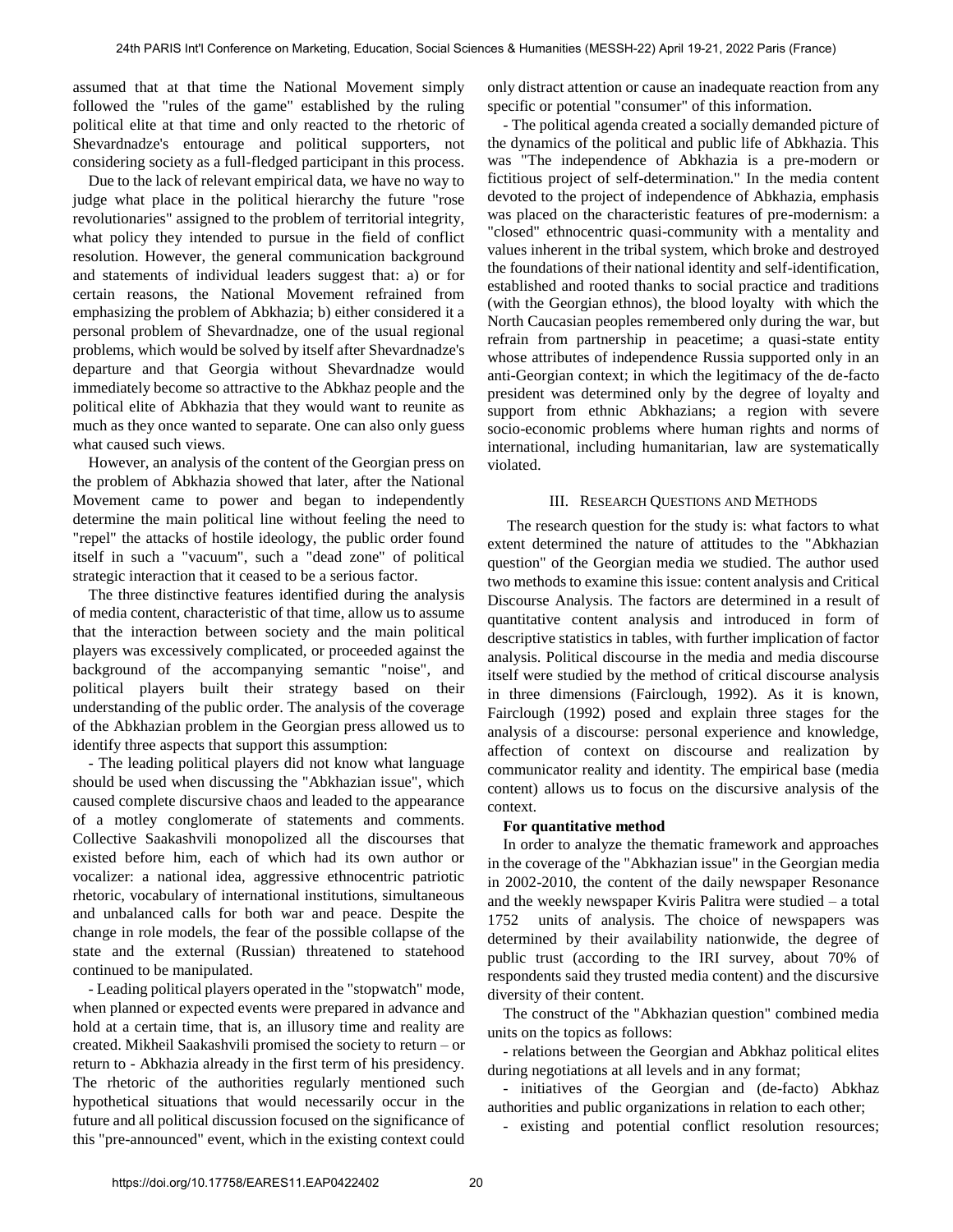assumed that at that time the National Movement simply followed the "rules of the game" established by the ruling political elite at that time and only reacted to the rhetoric of Shevardnadze's entourage and political supporters, not considering society as a full-fledged participant in this process.

Due to the lack of relevant empirical data, we have no way to judge what place in the political hierarchy the future "rose revolutionaries" assigned to the problem of territorial integrity, what policy they intended to pursue in the field of conflict resolution. However, the general communication background and statements of individual leaders suggest that: a) or for certain reasons, the National Movement refrained from emphasizing the problem of Abkhazia; b) either considered it a personal problem of Shevardnadze, one of the usual regional problems, which would be solved by itself after Shevardnadze's departure and that Georgia without Shevardnadze would immediately become so attractive to the Abkhaz people and the political elite of Abkhazia that they would want to reunite as much as they once wanted to separate. One can also only guess what caused such views.

However, an analysis of the content of the Georgian press on the problem of Abkhazia showed that later, after the National Movement came to power and began to independently determine the main political line without feeling the need to "repel" the attacks of hostile ideology, the public order found itself in such a "vacuum", such a "dead zone" of political strategic interaction that it ceased to be a serious factor.

The three distinctive features identified during the analysis of media content, characteristic of that time, allow us to assume that the interaction between society and the main political players was excessively complicated, or proceeded against the background of the accompanying semantic "noise", and political players built their strategy based on their understanding of the public order. The analysis of the coverage of the Abkhazian problem in the Georgian press allowed us to identify three aspects that support this assumption:

- The leading political players did not know what language should be used when discussing the "Abkhazian issue", which caused complete discursive chaos and leaded to the appearance of a motley conglomerate of statements and comments. Collective Saakashvili monopolized all the discourses that existed before him, each of which had its own author or vocalizer: a national idea, aggressive ethnocentric patriotic rhetoric, vocabulary of international institutions, simultaneous and unbalanced calls for both war and peace. Despite the change in role models, the fear of the possible collapse of the state and the external (Russian) threatened to statehood continued to be manipulated.

- Leading political players operated in the "stopwatch" mode, when planned or expected events were prepared in advance and hold at a certain time, that is, an illusory time and reality are created. Mikheil Saakashvili promised the society to return – or return to - Abkhazia already in the first term of his presidency. The rhetoric of the authorities regularly mentioned such hypothetical situations that would necessarily occur in the future and all political discussion focused on the significance of this "pre-announced" event, which in the existing context could only distract attention or cause an inadequate reaction from any specific or potential "consumer" of this information.

- The political agenda created a socially demanded picture of the dynamics of the political and public life of Abkhazia. This was "The independence of Abkhazia is a pre-modern or fictitious project of self-determination." In the media content devoted to the project of independence of Abkhazia, emphasis was placed on the characteristic features of pre-modernism: a "closed" ethnocentric quasi-community with a mentality and values inherent in the tribal system, which broke and destroyed the foundations of their national identity and self-identification, established and rooted thanks to social practice and traditions (with the Georgian ethnos), the blood loyalty with which the North Caucasian peoples remembered only during the war, but refrain from partnership in peacetime; a quasi-state entity whose attributes of independence Russia supported only in an anti-Georgian context; in which the legitimacy of the de-facto president was determined only by the degree of loyalty and support from ethnic Abkhazians; a region with severe socio-economic problems where human rights and norms of international, including humanitarian, law are systematically violated.

## III. Research Questions and Methods

The research question for the study is: what factors to what extent determined the nature of attitudes to the "Abkhazian question" of the Georgian media we studied. The author used two methods to examine this issue: content analysis and Critical Discourse Analysis. The factors are determined in a result of quantitative content analysis and introduced in form of descriptive statistics in tables, with further implication of factor analysis. Political discourse in the media and media discourse itself were studied by the method of critical discourse analysis in three dimensions (Fairclough, 1992). As it is known, Fairclough (1992) posed and explain three stages for the analysis of a discourse: personal experience and knowledge, affection of context on discourse and realization by communicator reality and identity. The empirical base (media content) allows us to focus on the discursive analysis of the context.

**For quantitative method**

In order to analyze the thematic framework and approaches in the coverage of the "Abkhazian issue" in the Georgian media in 2002-2010, the content of the daily newspaper Resonance and the weekly newspaper Kviris Palitra were studied – a total 1752 units of analysis. The choice of newspapers was determined by their availability nationwide, the degree of public trust (according to the IRI survey, about 70% of respondents said they trusted media content) and the discursive diversity of their content.

The construct of the "Abkhazian question" combined media units on the topics as follows:

- relations between the Georgian and Abkhaz political elites during negotiations at all levels and in any format;

- initiatives of the Georgian and (de-facto) Abkhaz authorities and public organizations in relation to each other;

- existing and potential conflict resolution resources;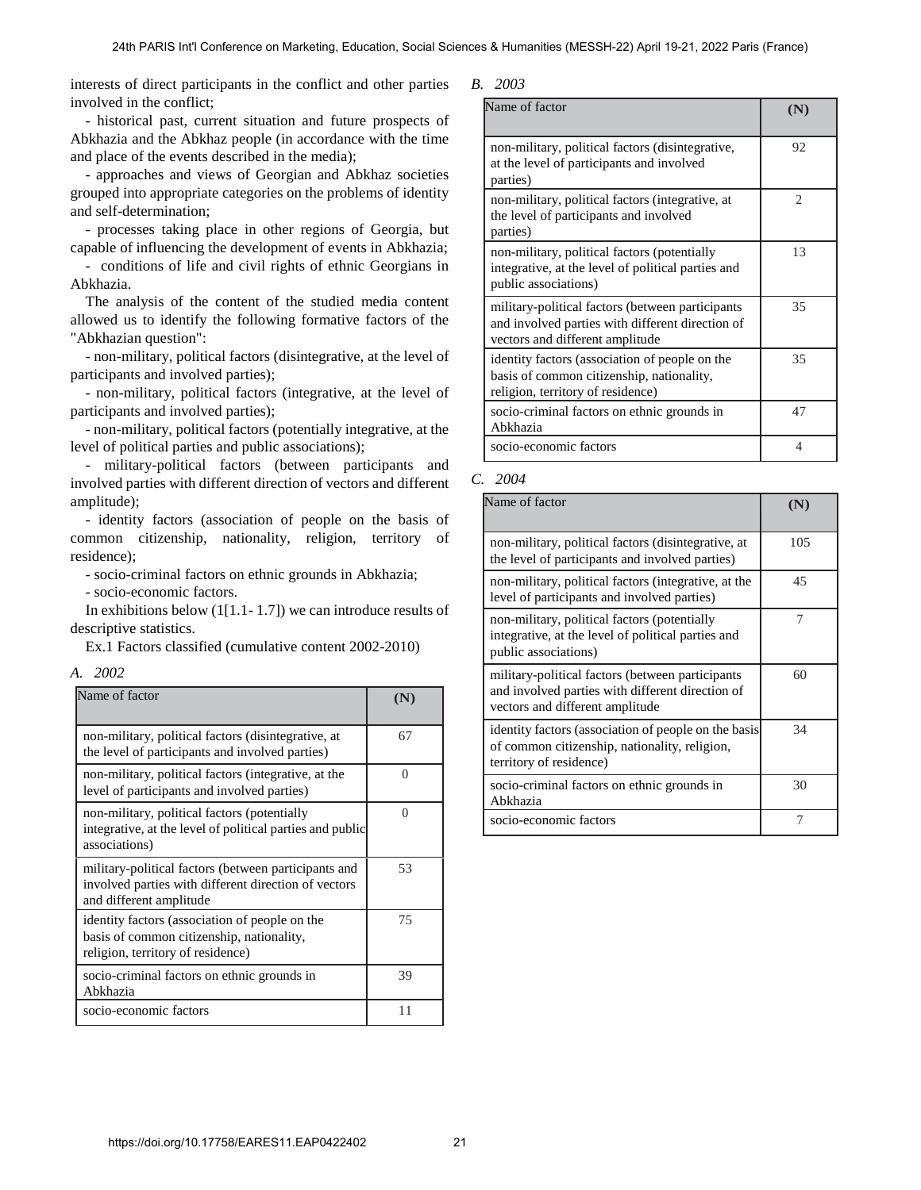interests of direct participants in the conflict and other parties involved in the conflict;

- historical past, current situation and future prospects of Abkhazia and the Abkhaz people (in accordance with the time and place of the events described in the media);

- approaches and views of Georgian and Abkhaz societies grouped into appropriate categories on the problems of identity and self-determination;

- processes taking place in other regions of Georgia, but capable of influencing the development of events in Abkhazia;

- conditions of life and civil rights of ethnic Georgians in Abkhazia.

The analysis of the content of the studied media content allowed us to identify the following formative factors of the "Abkhazian question":

- non-military, political factors (disintegrative, at the level of participants and involved parties);

- non-military, political factors (integrative, at the level of participants and involved parties);

- non-military, political factors (potentially integrative, at the level of political parties and public associations);

- military-political factors (between participants and involved parties with different direction of vectors and different amplitude);

- identity factors (association of people on the basis of common citizenship, nationality, religion, territory of residence);

- socio-criminal factors on ethnic grounds in Abkhazia;

- socio-economic factors.

In exhibitions below (1[1.1- 1.7]) we can introduce results of descriptive statistics.

Ex.1 Factors classified (cumulative content 2002-2010)

*A. 2002*

| Name of factor | (N) |
|---|---|
| non-military, political factors (disintegrative, at the level of participants and involved parties) | 67 |
| non-military, political factors (integrative, at the level of participants and involved parties) | 0 |
| non-military, political factors (potentially integrative, at the level of political parties and public associations) | 0 |
| military-political factors (between participants and involved parties with different direction of vectors and different amplitude | 53 |
| identity factors (association of people on the basis of common citizenship, nationality, religion, territory of residence) | 75 |
| socio-criminal factors on ethnic grounds in Abkhazia | 39 |
| socio-economic factors | 11 |

*B. 2003*

| Name of factor | (N) |
|---|---|
| non-military, political factors (disintegrative, at the level of participants and involved parties) | 92 |
| non-military, political factors (integrative, at the level of participants and involved parties) | 2 |
| non-military, political factors (potentially integrative, at the level of political parties and public associations) | 13 |
| military-political factors (between participants and involved parties with different direction of vectors and different amplitude | 35 |
| identity factors (association of people on the basis of common citizenship, nationality, religion, territory of residence) | 35 |
| socio-criminal factors on ethnic grounds in Abkhazia | 47 |
| socio-economic factors | 4 |

*C. 2004*

| Name of factor | (N) |
|---|---|
| non-military, political factors (disintegrative, at the level of participants and involved parties) | 105 |
| non-military, political factors (integrative, at the level of participants and involved parties) | 45 |
| non-military, political factors (potentially integrative, at the level of political parties and public associations) | 7 |
| military-political factors (between participants and involved parties with different direction of vectors and different amplitude | 60 |
| identity factors (association of people on the basis of common citizenship, nationality, religion, territory of residence) | 34 |
| socio-criminal factors on ethnic grounds in Abkhazia | 30 |
| socio-economic factors | 7 |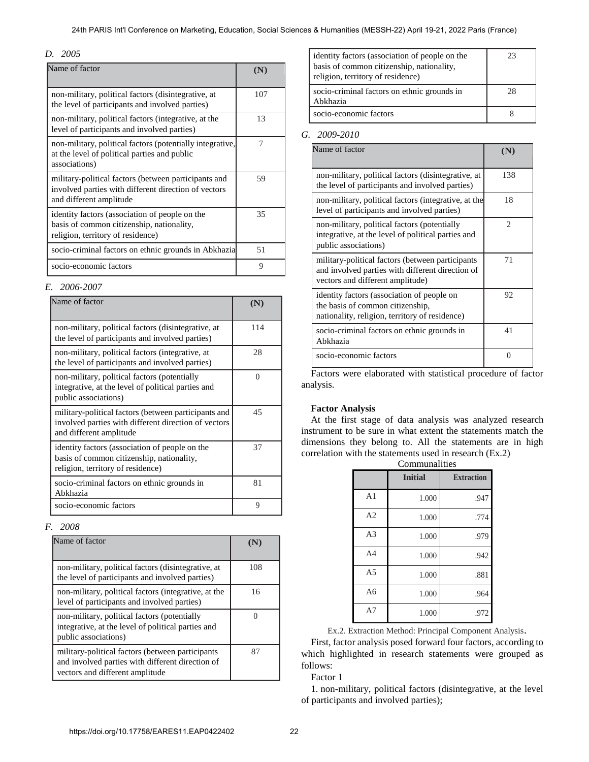*D. 2005*

| Name of factor | (N) |
|---|---|
| non-military, political factors (disintegrative, at the level of participants and involved parties) | 107 |
| non-military, political factors (integrative, at the level of participants and involved parties) | 13 |
| non-military, political factors (potentially integrative, at the level of political parties and public associations) | 7 |
| military-political factors (between participants and involved parties with different direction of vectors and different amplitude | 59 |
| identity factors (association of people on the basis of common citizenship, nationality, religion, territory of residence) | 35 |
| socio-criminal factors on ethnic grounds in Abkhazia | 51 |
| socio-economic factors | 9 |

*E. 2006-2007*

| Name of factor | (N) |
|---|---|
| non-military, political factors (disintegrative, at the level of participants and involved parties) | 114 |
| non-military, political factors (integrative, at the level of participants and involved parties) | 28 |
| non-military, political factors (potentially integrative, at the level of political parties and public associations) | 0 |
| military-political factors (between participants and involved parties with different direction of vectors and different amplitude | 45 |
| identity factors (association of people on the basis of common citizenship, nationality, religion, territory of residence) | 37 |
| socio-criminal factors on ethnic grounds in Abkhazia | 81 |
| socio-economic factors | 9 |

*F. 2008*

| Name of factor | (N) |
|---|---|
| non-military, political factors (disintegrative, at the level of participants and involved parties) | 108 |
| non-military, political factors (integrative, at the level of participants and involved parties) | 16 |
| non-military, political factors (potentially integrative, at the level of political parties and public associations) | 0 |
| military-political factors (between participants and involved parties with different direction of vectors and different amplitude | 87 |
| identity factors (association of people on the basis of common citizenship, nationality, religion, territory of residence) | 23 |
| socio-criminal factors on ethnic grounds in Abkhazia | 28 |
| socio-economic factors | 8 |

*G. 2009-2010*

| Name of factor | (N) |
|---|---|
| non-military, political factors (disintegrative, at the level of participants and involved parties) | 138 |
| non-military, political factors (integrative, at the level of participants and involved parties) | 18 |
| non-military, political factors (potentially integrative, at the level of political parties and public associations) | 2 |
| military-political factors (between participants and involved parties with different direction of vectors and different amplitude) | 71 |
| identity factors (association of people on the basis of common citizenship, nationality, religion, territory of residence) | 92 |
| socio-criminal factors on ethnic grounds in Abkhazia | 41 |
| socio-economic factors | 0 |

Factors were elaborated with statistical procedure of factor analysis.

**Factor Analysis**

At the first stage of data analysis was analyzed research instrument to be sure in what extent the statements match the dimensions they belong to. All the statements are in high correlation with the statements used in research (Ex.2)

Communalities

| | Initial | Extraction |
|---|---|---|
| A1 | 1.000 | .947 |
| A2 | 1.000 | .774 |
| A3 | 1.000 | .979 |
| A4 | 1.000 | .942 |
| A5 | 1.000 | .881 |
| A6 | 1.000 | .964 |
| A7 | 1.000 | .972 |

Ex.2. Extraction Method: Principal Component Analysis.

First, factor analysis posed forward four factors, according to which highlighted in research statements were grouped as follows:

Factor 1

1. non-military, political factors (disintegrative, at the level of participants and involved parties);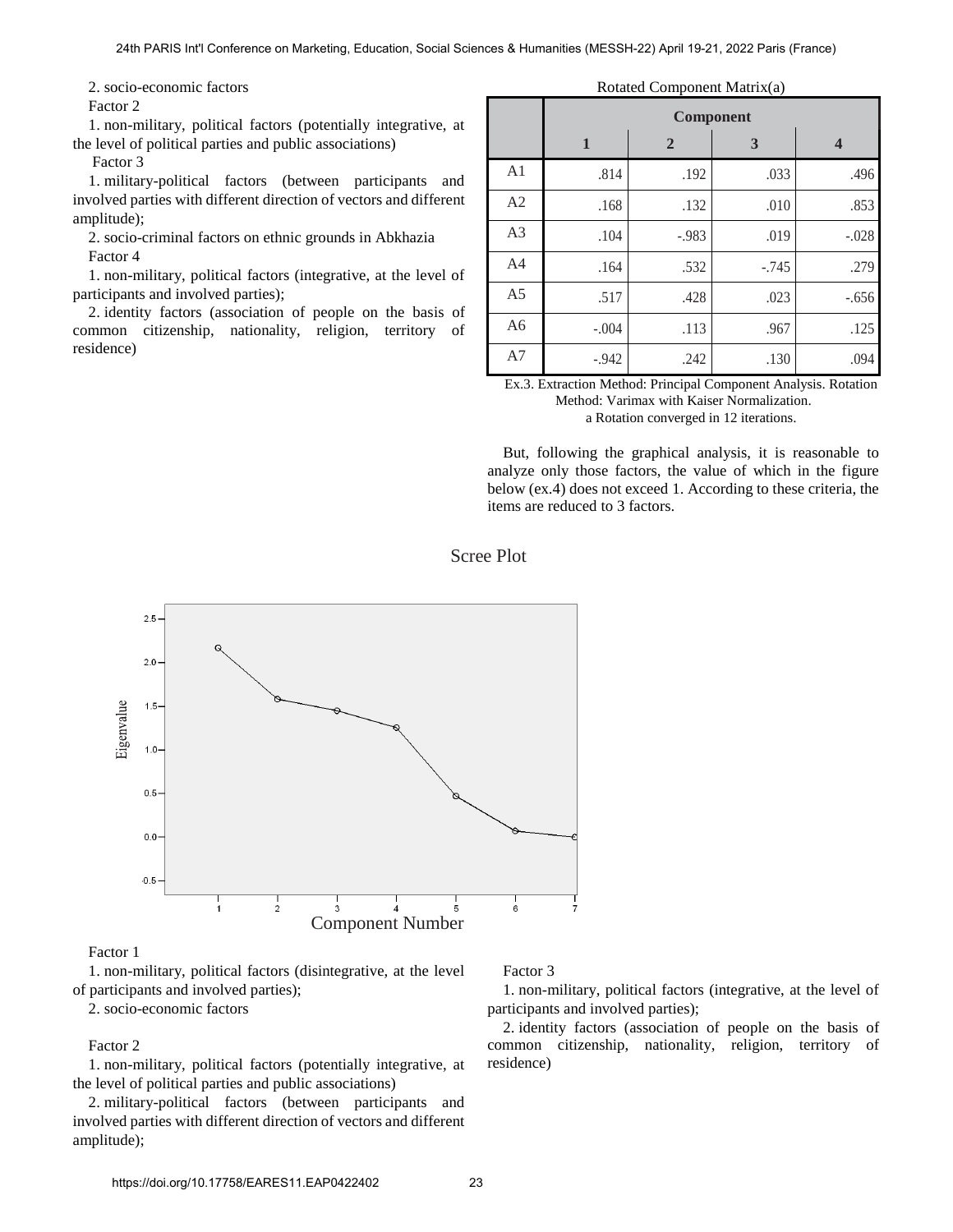2. socio-economic factors

Factor 2

1. non-military, political factors (potentially integrative, at the level of political parties and public associations)

Factor 3

1. military-political factors (between participants and involved parties with different direction of vectors and different amplitude);

2. socio-criminal factors on ethnic grounds in Abkhazia

Factor 4

1. non-military, political factors (integrative, at the level of participants and involved parties);

2. identity factors (association of people on the basis of common citizenship, nationality, religion, territory of residence)

Rotated Component Matrix(a)

| | Component | | | |
|---|---|---|---|---|
| | 1 | 2 | 3 | 4 |
| A1 | .814 | .192 | .033 | .496 |
| A2 | .168 | .132 | .010 | .853 |
| A3 | .104 | -.983 | .019 | -.028 |
| A4 | .164 | .532 | -.745 | .279 |
| A5 | .517 | .428 | .023 | -.656 |
| A6 | -.004 | .113 | .967 | .125 |
| A7 | -.942 | .242 | .130 | .094 |

Ex.3. Extraction Method: Principal Component Analysis. Rotation Method: Varimax with Kaiser Normalization.
a Rotation converged in 12 iterations.

But, following the graphical analysis, it is reasonable to analyze only those factors, the value of which in the figure below (ex.4) does not exceed 1. According to these criteria, the items are reduced to 3 factors.

Scree Plot

Factor 1

1. non-military, political factors (disintegrative, at the level of participants and involved parties);

2. socio-economic factors

Factor 2

1. non-military, political factors (potentially integrative, at the level of political parties and public associations)

2. military-political factors (between participants and involved parties with different direction of vectors and different amplitude);

Factor 3

1. non-military, political factors (integrative, at the level of participants and involved parties);

2. identity factors (association of people on the basis of common citizenship, nationality, religion, territory of residence)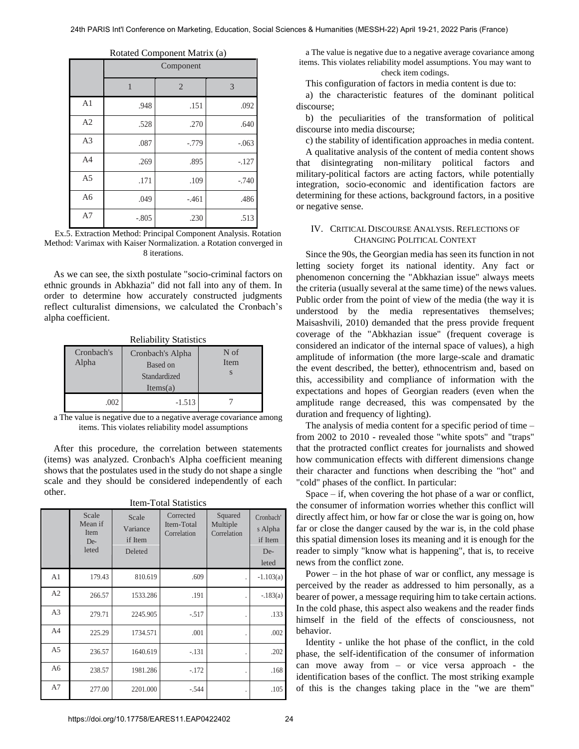Rotated Component Matrix (a)

| | Component | | |
|---|---|---|---|
| | 1 | 2 | 3 |
| A1 | .948 | .151 | .092 |
| A2 | .528 | .270 | .640 |
| A3 | .087 | -.779 | -.063 |
| A4 | .269 | .895 | -.127 |
| A5 | .171 | .109 | -.740 |
| A6 | .049 | -.461 | .486 |
| A7 | -.805 | .230 | .513 |

Ex.5. Extraction Method: Principal Component Analysis. Rotation Method: Varimax with Kaiser Normalization. a Rotation converged in 8 iterations.

As we can see, the sixth postulate "socio-criminal factors on ethnic grounds in Abkhazia" did not fall into any of them. In order to determine how accurately constructed judgments reflect culturalist dimensions, we calculated the Cronbach's alpha coefficient.

Reliability Statistics

| Cronbach's Alpha | Cronbach's Alpha Based on Standardized Items(a) | N of Items |
|---|---|---|
| .002 | -1.513 | 7 |

a The value is negative due to a negative average covariance among items. This violates reliability model assumptions

After this procedure, the correlation between statements (items) was analyzed. Cronbach's Alpha coefficient meaning shows that the postulates used in the study do not shape a single scale and they should be considered independently of each other.

Item-Total Statistics

| | Scale Mean if Item Deleted | Scale Variance if Item Deleted | Corrected Item-Total Correlation | Squared Multiple Correlation | Cronbach's Alpha if Item Deleted |
|---|---|---|---|---|---|
| A1 | 179.43 | 810.619 | .609 | . | -1.103(a) |
| A2 | 266.57 | 1533.286 | .191 | . | -.183(a) |
| A3 | 279.71 | 2245.905 | -.517 | . | .133 |
| A4 | 225.29 | 1734.571 | .001 | . | .002 |
| A5 | 236.57 | 1640.619 | -.131 | . | .202 |
| A6 | 238.57 | 1981.286 | -.172 | . | .168 |
| A7 | 277.00 | 2201.000 | -.544 | . | .105 |

a The value is negative due to a negative average covariance among items. This violates reliability model assumptions. You may want to check item codings.

This configuration of factors in media content is due to:

a) the characteristic features of the dominant political discourse;

b) the peculiarities of the transformation of political discourse into media discourse;

c) the stability of identification approaches in media content.

A qualitative analysis of the content of media content shows that disintegrating non-military political factors and military-political factors are acting factors, while potentially integration, socio-economic and identification factors are determining for these actions, background factors, in a positive or negative sense.

## IV. Critical Discourse Analysis. Reflections of Changing Political Context

Since the 90s, the Georgian media has seen its function in not letting society forget its national identity. Any fact or phenomenon concerning the "Abkhazian issue" always meets the criteria (usually several at the same time) of the news values. Public order from the point of view of the media (the way it is understood by the media representatives themselves; Maisashvili, 2010) demanded that the press provide frequent coverage of the "Abkhazian issue" (frequent coverage is considered an indicator of the internal space of values), a high amplitude of information (the more large-scale and dramatic the event described, the better), ethnocentrism and, based on this, accessibility and compliance of information with the expectations and hopes of Georgian readers (even when the amplitude range decreased, this was compensated by the duration and frequency of lighting).

The analysis of media content for a specific period of time – from 2002 to 2010 - revealed those "white spots" and "traps" that the protracted conflict creates for journalists and showed how communication effects with different dimensions change their character and functions when describing the "hot" and "cold" phases of the conflict. In particular:

Space – if, when covering the hot phase of a war or conflict, the consumer of information worries whether this conflict will directly affect him, or how far or close the war is going on, how far or close the danger caused by the war is, in the cold phase this spatial dimension loses its meaning and it is enough for the reader to simply "know what is happening", that is, to receive news from the conflict zone.

Power – in the hot phase of war or conflict, any message is perceived by the reader as addressed to him personally, as a bearer of power, a message requiring him to take certain actions. In the cold phase, this aspect also weakens and the reader finds himself in the field of the effects of consciousness, not behavior.

Identity - unlike the hot phase of the conflict, in the cold phase, the self-identification of the consumer of information can move away from – or vice versa approach - the identification bases of the conflict. The most striking example of this is the changes taking place in the "we are them"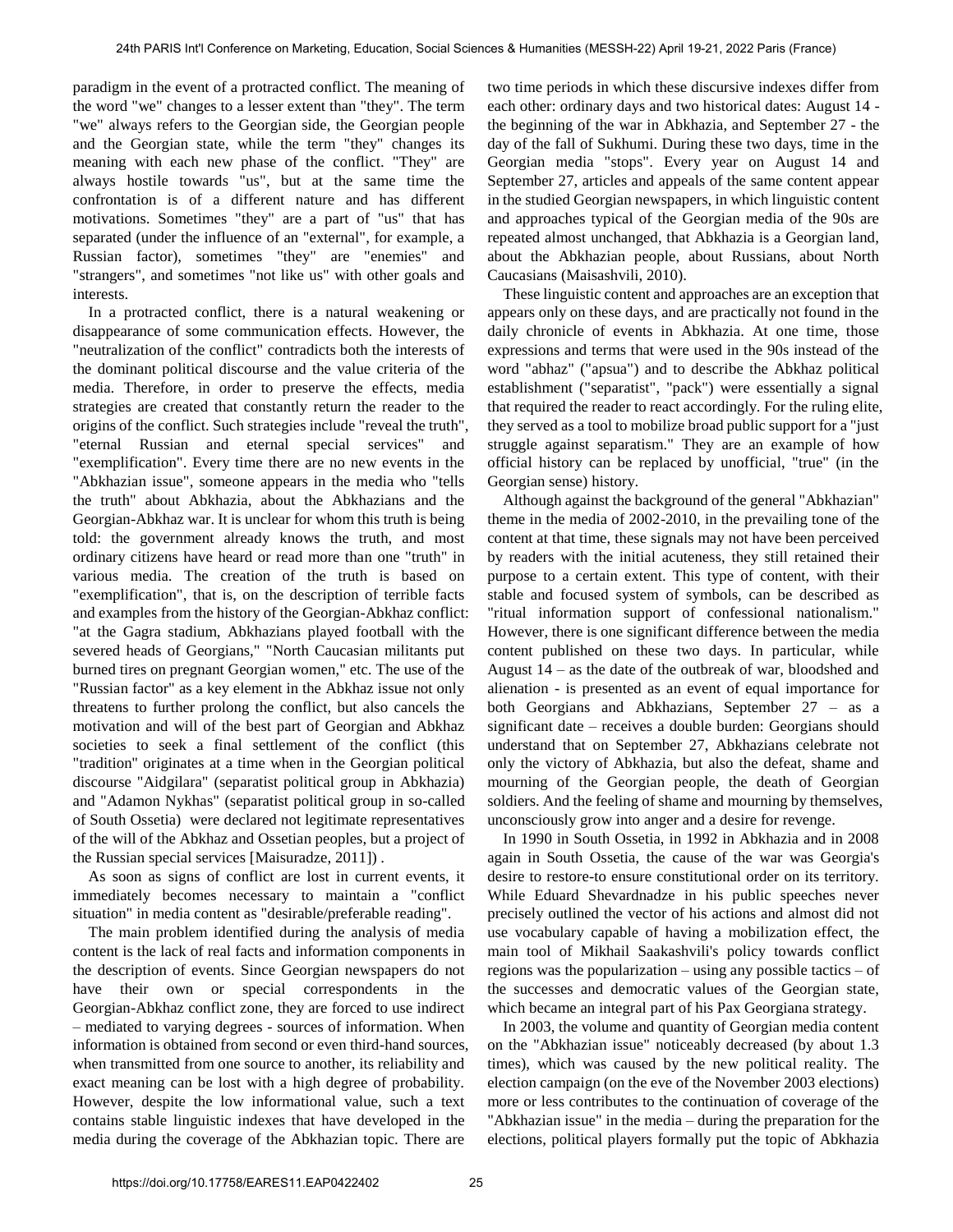paradigm in the event of a protracted conflict. The meaning of the word "we" changes to a lesser extent than "they". The term "we" always refers to the Georgian side, the Georgian people and the Georgian state, while the term "they" changes its meaning with each new phase of the conflict. "They" are always hostile towards "us", but at the same time the confrontation is of a different nature and has different motivations. Sometimes "they" are a part of "us" that has separated (under the influence of an "external", for example, a Russian factor), sometimes "they" are "enemies" and "strangers", and sometimes "not like us" with other goals and interests.

In a protracted conflict, there is a natural weakening or disappearance of some communication effects. However, the "neutralization of the conflict" contradicts both the interests of the dominant political discourse and the value criteria of the media. Therefore, in order to preserve the effects, media strategies are created that constantly return the reader to the origins of the conflict. Such strategies include "reveal the truth", "eternal Russian and eternal special services" and "exemplification". Every time there are no new events in the "Abkhazian issue", someone appears in the media who "tells the truth" about Abkhazia, about the Abkhazians and the Georgian-Abkhaz war. It is unclear for whom this truth is being told: the government already knows the truth, and most ordinary citizens have heard or read more than one "truth" in various media. The creation of the truth is based on "exemplification", that is, on the description of terrible facts and examples from the history of the Georgian-Abkhaz conflict: "at the Gagra stadium, Abkhazians played football with the severed heads of Georgians," "North Caucasian militants put burned tires on pregnant Georgian women," etc. The use of the "Russian factor" as a key element in the Abkhaz issue not only threatens to further prolong the conflict, but also cancels the motivation and will of the best part of Georgian and Abkhaz societies to seek a final settlement of the conflict (this "tradition" originates at a time when in the Georgian political discourse "Aidgilara" (separatist political group in Abkhazia) and "Adamon Nykhas" (separatist political group in so-called of South Ossetia) were declared not legitimate representatives of the will of the Abkhaz and Ossetian peoples, but a project of the Russian special services [Maisuradze, 2011]) .

As soon as signs of conflict are lost in current events, it immediately becomes necessary to maintain a "conflict situation" in media content as "desirable/preferable reading".

The main problem identified during the analysis of media content is the lack of real facts and information components in the description of events. Since Georgian newspapers do not have their own or special correspondents in the Georgian-Abkhaz conflict zone, they are forced to use indirect – mediated to varying degrees - sources of information. When information is obtained from second or even third-hand sources, when transmitted from one source to another, its reliability and exact meaning can be lost with a high degree of probability. However, despite the low informational value, such a text contains stable linguistic indexes that have developed in the media during the coverage of the Abkhazian topic. There are two time periods in which these discursive indexes differ from each other: ordinary days and two historical dates: August 14 - the beginning of the war in Abkhazia, and September 27 - the day of the fall of Sukhumi. During these two days, time in the Georgian media "stops". Every year on August 14 and September 27, articles and appeals of the same content appear in the studied Georgian newspapers, in which linguistic content and approaches typical of the Georgian media of the 90s are repeated almost unchanged, that Abkhazia is a Georgian land, about the Abkhazian people, about Russians, about North Caucasians (Maisashvili, 2010).

These linguistic content and approaches are an exception that appears only on these days, and are practically not found in the daily chronicle of events in Abkhazia. At one time, those expressions and terms that were used in the 90s instead of the word "abhaz" ("apsua") and to describe the Abkhaz political establishment ("separatist", "pack") were essentially a signal that required the reader to react accordingly. For the ruling elite, they served as a tool to mobilize broad public support for a "just struggle against separatism." They are an example of how official history can be replaced by unofficial, "true" (in the Georgian sense) history.

Although against the background of the general "Abkhazian" theme in the media of 2002-2010, in the prevailing tone of the content at that time, these signals may not have been perceived by readers with the initial acuteness, they still retained their purpose to a certain extent. This type of content, with their stable and focused system of symbols, can be described as "ritual information support of confessional nationalism." However, there is one significant difference between the media content published on these two days. In particular, while August 14 – as the date of the outbreak of war, bloodshed and alienation - is presented as an event of equal importance for both Georgians and Abkhazians, September 27 – as a significant date – receives a double burden: Georgians should understand that on September 27, Abkhazians celebrate not only the victory of Abkhazia, but also the defeat, shame and mourning of the Georgian people, the death of Georgian soldiers. And the feeling of shame and mourning by themselves, unconsciously grow into anger and a desire for revenge.

In 1990 in South Ossetia, in 1992 in Abkhazia and in 2008 again in South Ossetia, the cause of the war was Georgia's desire to restore-to ensure constitutional order on its territory. While Eduard Shevardnadze in his public speeches never precisely outlined the vector of his actions and almost did not use vocabulary capable of having a mobilization effect, the main tool of Mikhail Saakashvili's policy towards conflict regions was the popularization – using any possible tactics – of the successes and democratic values of the Georgian state, which became an integral part of his Pax Georgiana strategy.

In 2003, the volume and quantity of Georgian media content on the "Abkhazian issue" noticeably decreased (by about 1.3 times), which was caused by the new political reality. The election campaign (on the eve of the November 2003 elections) more or less contributes to the continuation of coverage of the "Abkhazian issue" in the media – during the preparation for the elections, political players formally put the topic of Abkhazia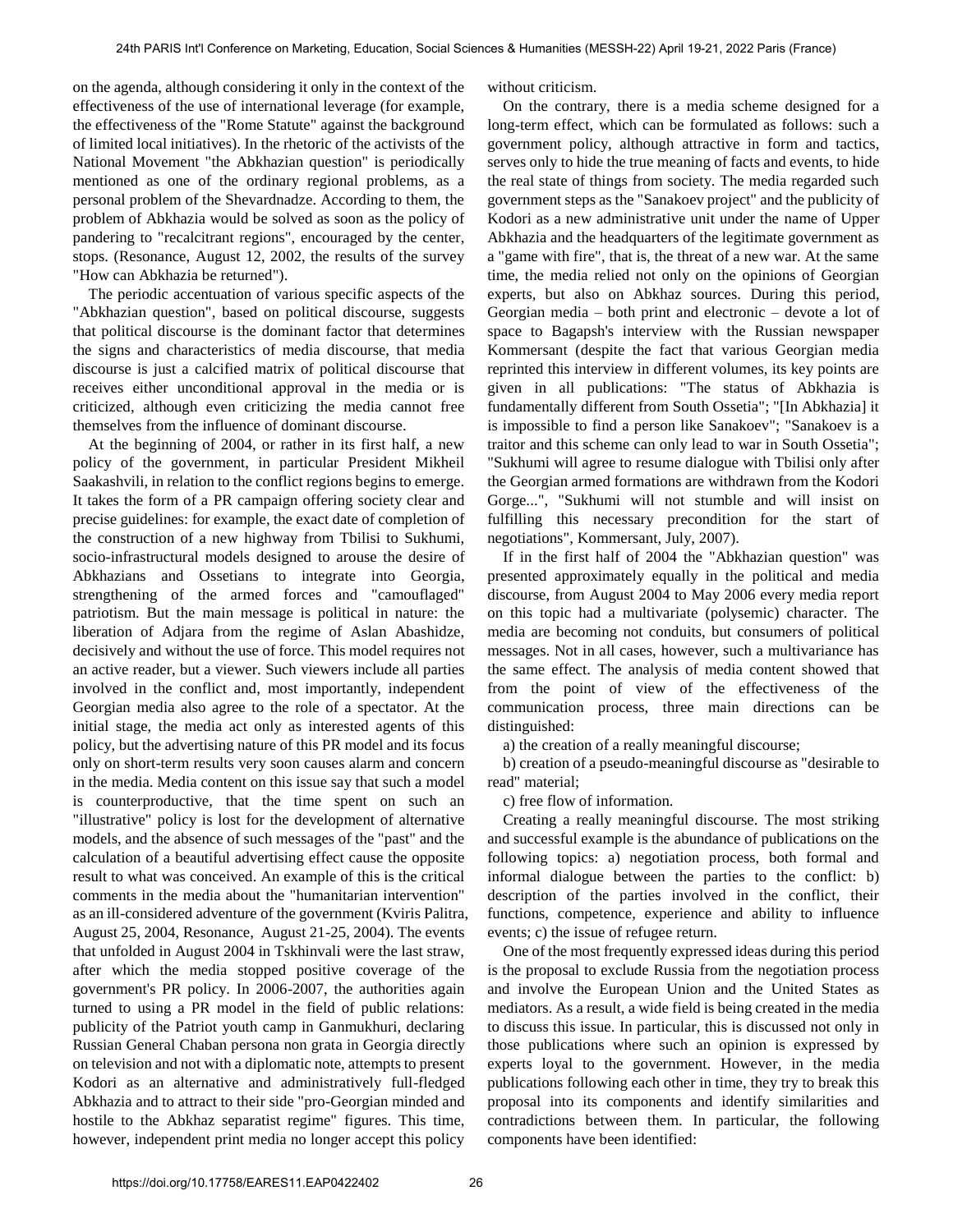on the agenda, although considering it only in the context of the effectiveness of the use of international leverage (for example, the effectiveness of the "Rome Statute" against the background of limited local initiatives). In the rhetoric of the activists of the National Movement "the Abkhazian question" is periodically mentioned as one of the ordinary regional problems, as a personal problem of the Shevardnadze. According to them, the problem of Abkhazia would be solved as soon as the policy of pandering to "recalcitrant regions", encouraged by the center, stops. (Resonance, August 12, 2002, the results of the survey "How can Abkhazia be returned").

The periodic accentuation of various specific aspects of the "Abkhazian question", based on political discourse, suggests that political discourse is the dominant factor that determines the signs and characteristics of media discourse, that media discourse is just a calcified matrix of political discourse that receives either unconditional approval in the media or is criticized, although even criticizing the media cannot free themselves from the influence of dominant discourse.

At the beginning of 2004, or rather in its first half, a new policy of the government, in particular President Mikheil Saakashvili, in relation to the conflict regions begins to emerge. It takes the form of a PR campaign offering society clear and precise guidelines: for example, the exact date of completion of the construction of a new highway from Tbilisi to Sukhumi, socio-infrastructural models designed to arouse the desire of Abkhazians and Ossetians to integrate into Georgia, strengthening of the armed forces and "camouflaged" patriotism. But the main message is political in nature: the liberation of Adjara from the regime of Aslan Abashidze, decisively and without the use of force. This model requires not an active reader, but a viewer. Such viewers include all parties involved in the conflict and, most importantly, independent Georgian media also agree to the role of a spectator. At the initial stage, the media act only as interested agents of this policy, but the advertising nature of this PR model and its focus only on short-term results very soon causes alarm and concern in the media. Media content on this issue say that such a model is counterproductive, that the time spent on such an "illustrative" policy is lost for the development of alternative models, and the absence of such messages of the "past" and the calculation of a beautiful advertising effect cause the opposite result to what was conceived. An example of this is the critical comments in the media about the "humanitarian intervention" as an ill-considered adventure of the government (Kviris Palitra, August 25, 2004, Resonance, August 21-25, 2004). The events that unfolded in August 2004 in Tskhinvali were the last straw, after which the media stopped positive coverage of the government's PR policy. In 2006-2007, the authorities again turned to using a PR model in the field of public relations: publicity of the Patriot youth camp in Ganmukhuri, declaring Russian General Chaban persona non grata in Georgia directly on television and not with a diplomatic note, attempts to present Kodori as an alternative and administratively full-fledged Abkhazia and to attract to their side "pro-Georgian minded and hostile to the Abkhaz separatist regime" figures. This time, however, independent print media no longer accept this policy without criticism.

On the contrary, there is a media scheme designed for a long-term effect, which can be formulated as follows: such a government policy, although attractive in form and tactics, serves only to hide the true meaning of facts and events, to hide the real state of things from society. The media regarded such government steps as the "Sanakoev project" and the publicity of Kodori as a new administrative unit under the name of Upper Abkhazia and the headquarters of the legitimate government as a "game with fire", that is, the threat of a new war. At the same time, the media relied not only on the opinions of Georgian experts, but also on Abkhaz sources. During this period, Georgian media – both print and electronic – devote a lot of space to Bagapsh's interview with the Russian newspaper Kommersant (despite the fact that various Georgian media reprinted this interview in different volumes, its key points are given in all publications: "The status of Abkhazia is fundamentally different from South Ossetia"; "[In Abkhazia] it is impossible to find a person like Sanakoev"; "Sanakoev is a traitor and this scheme can only lead to war in South Ossetia"; "Sukhumi will agree to resume dialogue with Tbilisi only after the Georgian armed formations are withdrawn from the Kodori Gorge...", "Sukhumi will not stumble and will insist on fulfilling this necessary precondition for the start of negotiations", Kommersant, July, 2007).

If in the first half of 2004 the "Abkhazian question" was presented approximately equally in the political and media discourse, from August 2004 to May 2006 every media report on this topic had a multivariate (polysemic) character. The media are becoming not conduits, but consumers of political messages. Not in all cases, however, such a multivariance has the same effect. The analysis of media content showed that from the point of view of the effectiveness of the communication process, three main directions can be distinguished:

a) the creation of a really meaningful discourse;

b) creation of a pseudo-meaningful discourse as "desirable to read" material;

c) free flow of information.

Creating a really meaningful discourse. The most striking and successful example is the abundance of publications on the following topics: a) negotiation process, both formal and informal dialogue between the parties to the conflict: b) description of the parties involved in the conflict, their functions, competence, experience and ability to influence events; c) the issue of refugee return.

One of the most frequently expressed ideas during this period is the proposal to exclude Russia from the negotiation process and involve the European Union and the United States as mediators. As a result, a wide field is being created in the media to discuss this issue. In particular, this is discussed not only in those publications where such an opinion is expressed by experts loyal to the government. However, in the media publications following each other in time, they try to break this proposal into its components and identify similarities and contradictions between them. In particular, the following components have been identified: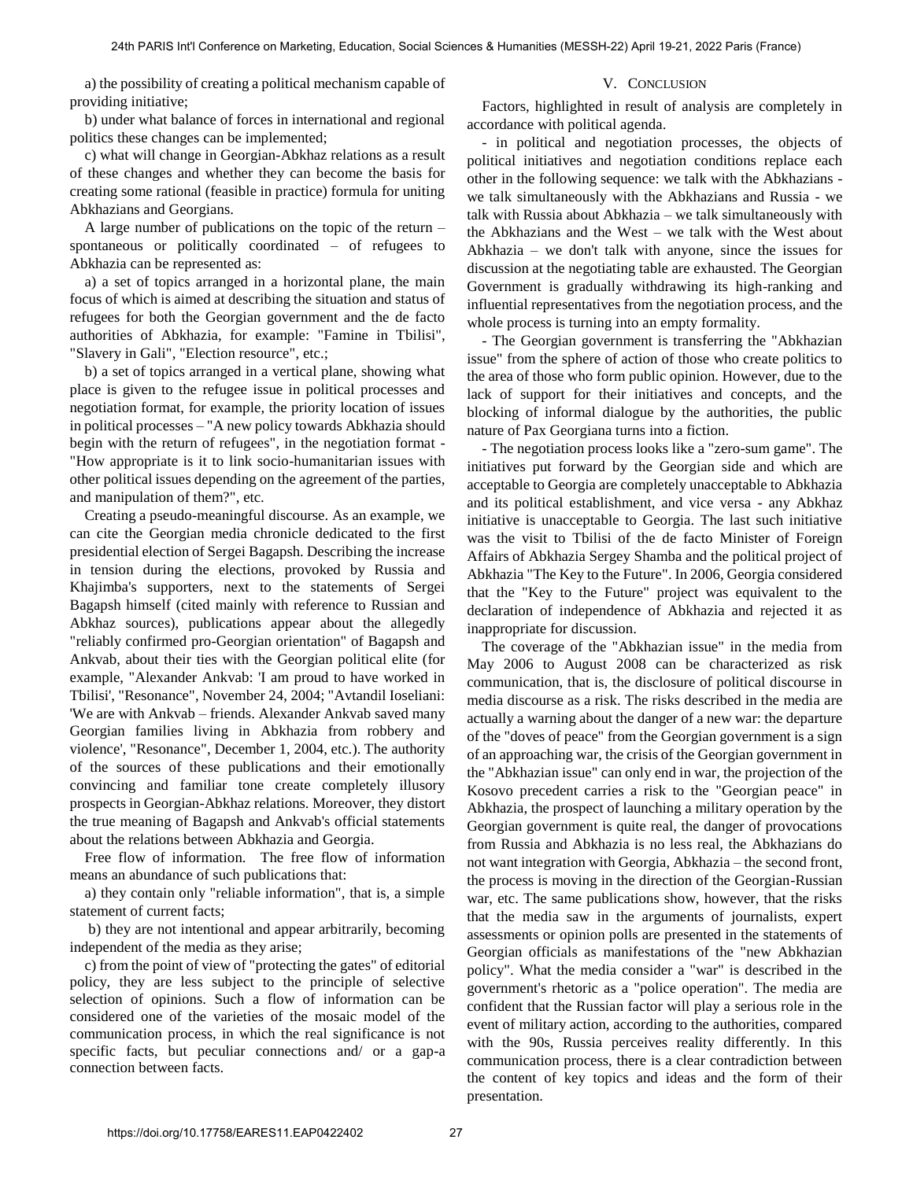a) the possibility of creating a political mechanism capable of providing initiative;

b) under what balance of forces in international and regional politics these changes can be implemented;

c) what will change in Georgian-Abkhaz relations as a result of these changes and whether they can become the basis for creating some rational (feasible in practice) formula for uniting Abkhazians and Georgians.

A large number of publications on the topic of the return – spontaneous or politically coordinated – of refugees to Abkhazia can be represented as:

a) a set of topics arranged in a horizontal plane, the main focus of which is aimed at describing the situation and status of refugees for both the Georgian government and the de facto authorities of Abkhazia, for example: "Famine in Tbilisi", "Slavery in Gali", "Election resource", etc.;

b) a set of topics arranged in a vertical plane, showing what place is given to the refugee issue in political processes and negotiation format, for example, the priority location of issues in political processes – "A new policy towards Abkhazia should begin with the return of refugees", in the negotiation format - "How appropriate is it to link socio-humanitarian issues with other political issues depending on the agreement of the parties, and manipulation of them?", etc.

Creating a pseudo-meaningful discourse. As an example, we can cite the Georgian media chronicle dedicated to the first presidential election of Sergei Bagapsh. Describing the increase in tension during the elections, provoked by Russia and Khajimba's supporters, next to the statements of Sergei Bagapsh himself (cited mainly with reference to Russian and Abkhaz sources), publications appear about the allegedly "reliably confirmed pro-Georgian orientation" of Bagapsh and Ankvab, about their ties with the Georgian political elite (for example, "Alexander Ankvab: 'I am proud to have worked in Tbilisi', "Resonance", November 24, 2004; "Avtandil Ioseliani: 'We are with Ankvab – friends. Alexander Ankvab saved many Georgian families living in Abkhazia from robbery and violence', "Resonance", December 1, 2004, etc.). The authority of the sources of these publications and their emotionally convincing and familiar tone create completely illusory prospects in Georgian-Abkhaz relations. Moreover, they distort the true meaning of Bagapsh and Ankvab's official statements about the relations between Abkhazia and Georgia.

Free flow of information. The free flow of information means an abundance of such publications that:

a) they contain only "reliable information", that is, a simple statement of current facts;

b) they are not intentional and appear arbitrarily, becoming independent of the media as they arise;

c) from the point of view of "protecting the gates" of editorial policy, they are less subject to the principle of selective selection of opinions. Such a flow of information can be considered one of the varieties of the mosaic model of the communication process, in which the real significance is not specific facts, but peculiar connections and/ or a gap-a connection between facts.

## V. Conclusion

Factors, highlighted in result of analysis are completely in accordance with political agenda.

- in political and negotiation processes, the objects of political initiatives and negotiation conditions replace each other in the following sequence: we talk with the Abkhazians - we talk simultaneously with the Abkhazians and Russia - we talk with Russia about Abkhazia – we talk simultaneously with the Abkhazians and the West – we talk with the West about Abkhazia – we don't talk with anyone, since the issues for discussion at the negotiating table are exhausted. The Georgian Government is gradually withdrawing its high-ranking and influential representatives from the negotiation process, and the whole process is turning into an empty formality.
- The Georgian government is transferring the "Abkhazian issue" from the sphere of action of those who create politics to the area of those who form public opinion. However, due to the lack of support for their initiatives and concepts, and the blocking of informal dialogue by the authorities, the public nature of Pax Georgiana turns into a fiction.
- The negotiation process looks like a "zero-sum game". The initiatives put forward by the Georgian side and which are acceptable to Georgia are completely unacceptable to Abkhazia and its political establishment, and vice versa - any Abkhaz initiative is unacceptable to Georgia. The last such initiative was the visit to Tbilisi of the de facto Minister of Foreign Affairs of Abkhazia Sergey Shamba and the political project of Abkhazia "The Key to the Future". In 2006, Georgia considered that the "Key to the Future" project was equivalent to the declaration of independence of Abkhazia and rejected it as inappropriate for discussion.

The coverage of the "Abkhazian issue" in the media from May 2006 to August 2008 can be characterized as risk communication, that is, the disclosure of political discourse in media discourse as a risk. The risks described in the media are actually a warning about the danger of a new war: the departure of the "doves of peace" from the Georgian government is a sign of an approaching war, the crisis of the Georgian government in the "Abkhazian issue" can only end in war, the projection of the Kosovo precedent carries a risk to the "Georgian peace" in Abkhazia, the prospect of launching a military operation by the Georgian government is quite real, the danger of provocations from Russia and Abkhazia is no less real, the Abkhazians do not want integration with Georgia, Abkhazia – the second front, the process is moving in the direction of the Georgian-Russian war, etc. The same publications show, however, that the risks that the media saw in the arguments of journalists, expert assessments or opinion polls are presented in the statements of Georgian officials as manifestations of the "new Abkhazian policy". What the media consider a "war" is described in the government's rhetoric as a "police operation". The media are confident that the Russian factor will play a serious role in the event of military action, according to the authorities, compared with the 90s, Russia perceives reality differently. In this communication process, there is a clear contradiction between the content of key topics and ideas and the form of their presentation.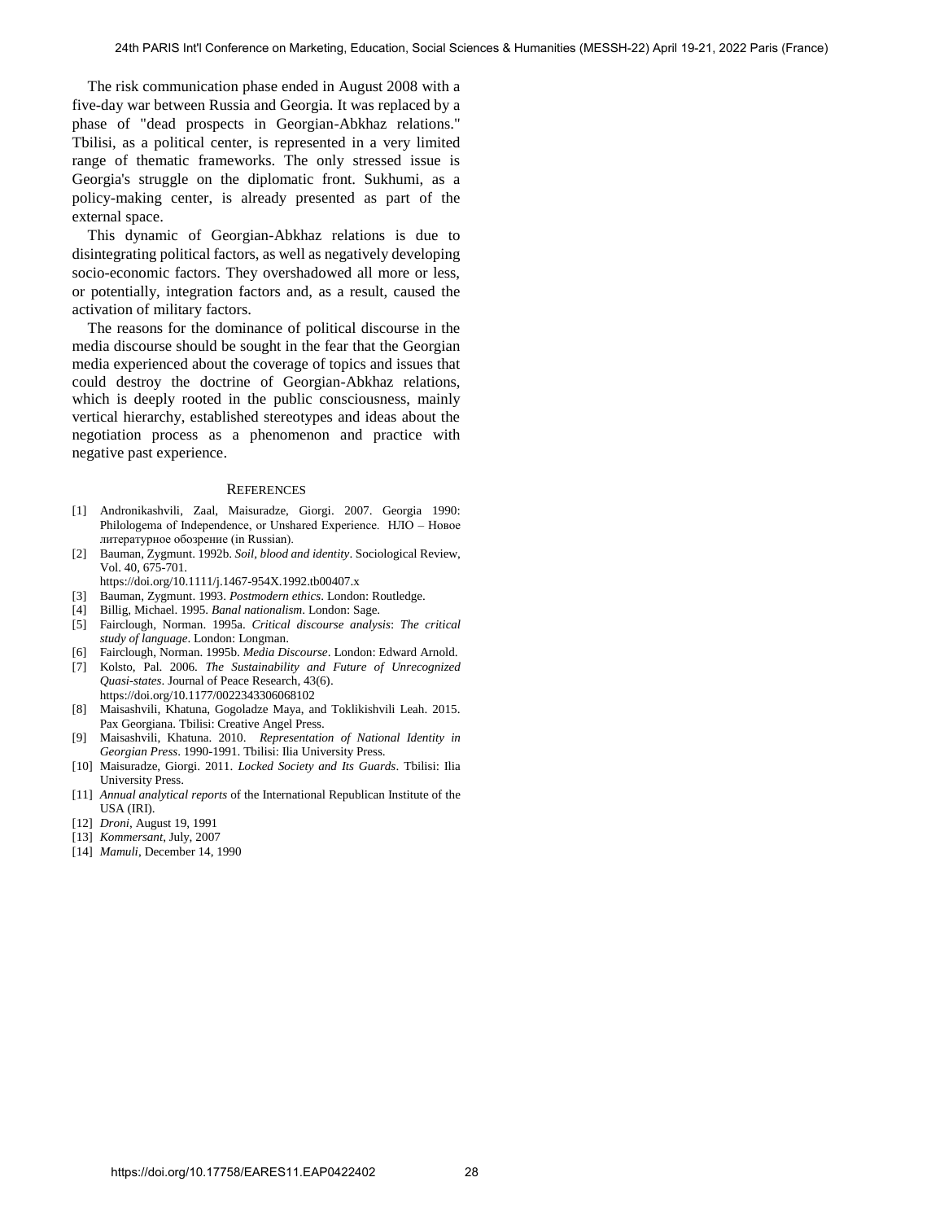The risk communication phase ended in August 2008 with a five-day war between Russia and Georgia. It was replaced by a phase of "dead prospects in Georgian-Abkhaz relations." Tbilisi, as a political center, is represented in a very limited range of thematic frameworks. The only stressed issue is Georgia's struggle on the diplomatic front. Sukhumi, as a policy-making center, is already presented as part of the external space.

This dynamic of Georgian-Abkhaz relations is due to disintegrating political factors, as well as negatively developing socio-economic factors. They overshadowed all more or less, or potentially, integration factors and, as a result, caused the activation of military factors.

The reasons for the dominance of political discourse in the media discourse should be sought in the fear that the Georgian media experienced about the coverage of topics and issues that could destroy the doctrine of Georgian-Abkhaz relations, which is deeply rooted in the public consciousness, mainly vertical hierarchy, established stereotypes and ideas about the negotiation process as a phenomenon and practice with negative past experience.

## References

[1] Andronikashvili, Zaal, Maisuradze, Giorgi. 2007. Georgia 1990: Philologema of Independence, or Unshared Experience. НЛО – Новое литературное обозрение (in Russian).

[2] Bauman, Zygmunt. 1992b. *Soil, blood and identity*. Sociological Review, Vol. 40, 675-701. https://doi.org/10.1111/j.1467-954X.1992.tb00407.x

[3] Bauman, Zygmunt. 1993. *Postmodern ethics*. London: Routledge.

[4] Billig, Michael. 1995. *Banal nationalism*. London: Sage.

[5] Fairclough, Norman. 1995a. *Critical discourse analysis*: *The critical study of language*. London: Longman.

[6] Fairclough, Norman. 1995b. *Media Discourse*. London: Edward Arnold.

[7] Kolsto, Pal. 2006. *The Sustainability and Future of Unrecognized Quasi-states*. Journal of Peace Research, 43(6). https://doi.org/10.1177/0022343306068102

[8] Maisashvili, Khatuna, Gogoladze Maya, and Toklikishvili Leah. 2015. Pax Georgiana. Tbilisi: Creative Angel Press.

[9] Maisashvili, Khatuna. 2010. *Representation of National Identity in Georgian Press*. 1990-1991. Tbilisi: Ilia University Press.

[10] Maisuradze, Giorgi. 2011. *Locked Society and Its Guards*. Tbilisi: Ilia University Press.

[11] *Annual analytical reports* of the International Republican Institute of the USA (IRI).

[12] *Droni*, August 19, 1991

[13] *Kommersant*, July, 2007

[14] *Mamuli*, December 14, 1990